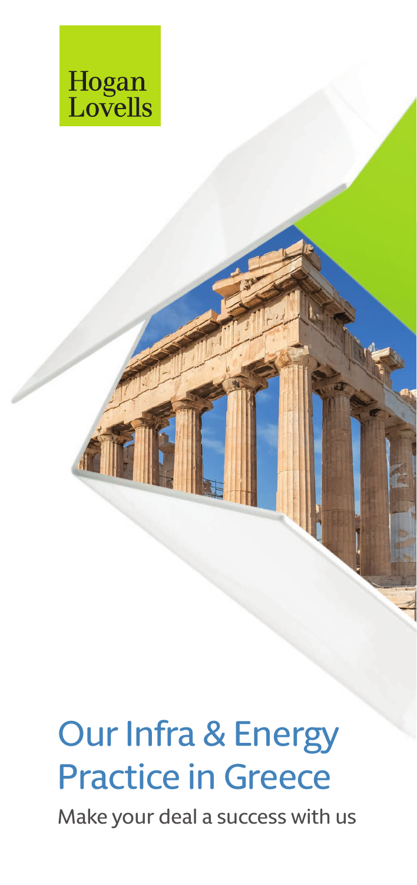Hogan Lovells

# Our Infra & Energy Practice in Greece

Make your deal a success with us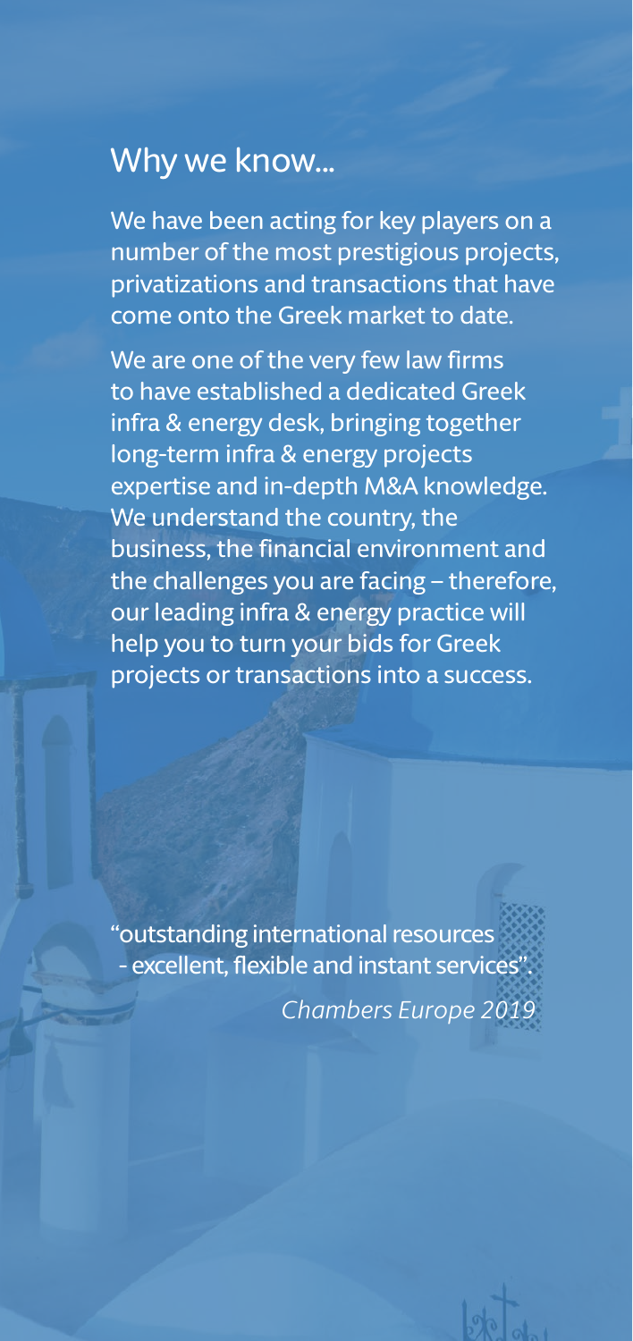## Why we know...

We have been acting for key players on a number of the most prestigious projects, privatizations and transactions that have come onto the Greek market to date.

We are one of the very few law firms to have established a dedicated Greek infra & energy desk, bringing together long-term infra & energy projects expertise and in-depth M&A knowledge. We understand the country, the business, the financial environment and the challenges you are facing – therefore, our leading infra & energy practice will help you to turn your bids for Greek projects or transactions into a success.

"outstanding international resources - excellent, flexible and instant services".

*Chambers Europe 2019*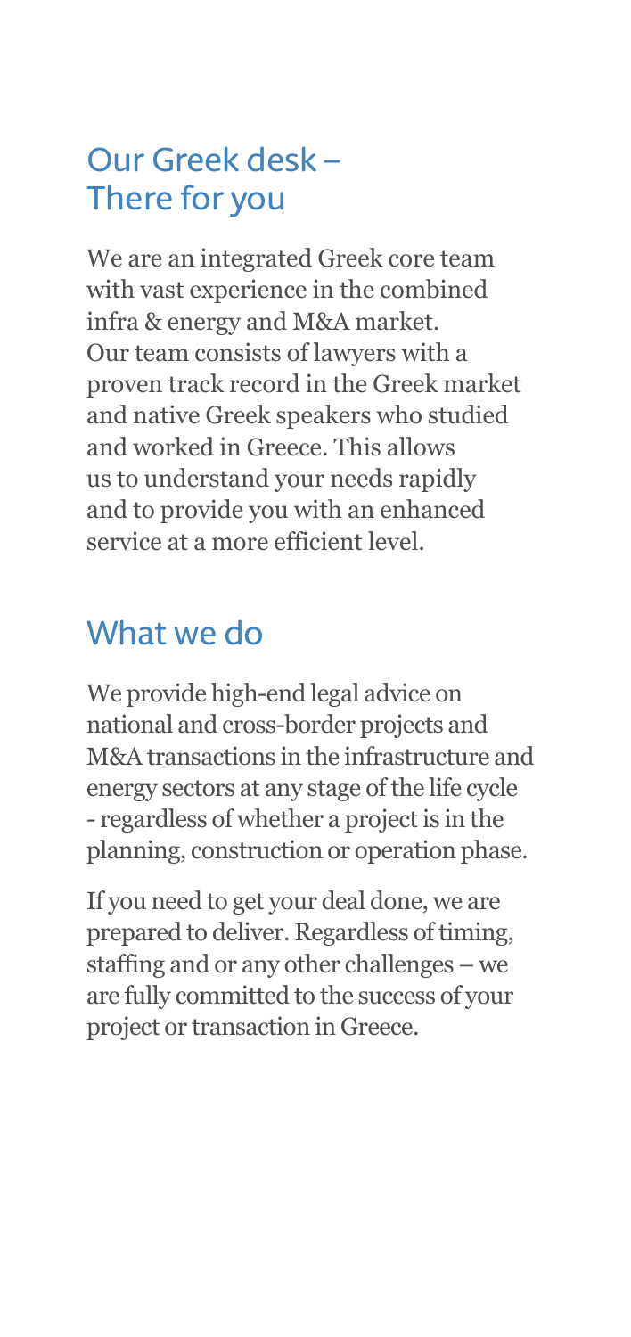## Our Greek desk – There for you

We are an integrated Greek core team with vast experience in the combined infra & energy and M&A market. Our team consists of lawyers with a proven track record in the Greek market and native Greek speakers who studied and worked in Greece. This allows us to understand your needs rapidly and to provide you with an enhanced service at a more efficient level.

## What we do

We provide high-end legal advice on national and cross-border projects and M&A transactions in the infrastructure and energy sectors at any stage of the life cycle - regardless of whether a project is in the planning, construction or operation phase.

If you need to get your deal done, we are prepared to deliver. Regardless of timing, staffing and or any other challenges – we are fully committed to the success of your project or transaction in Greece.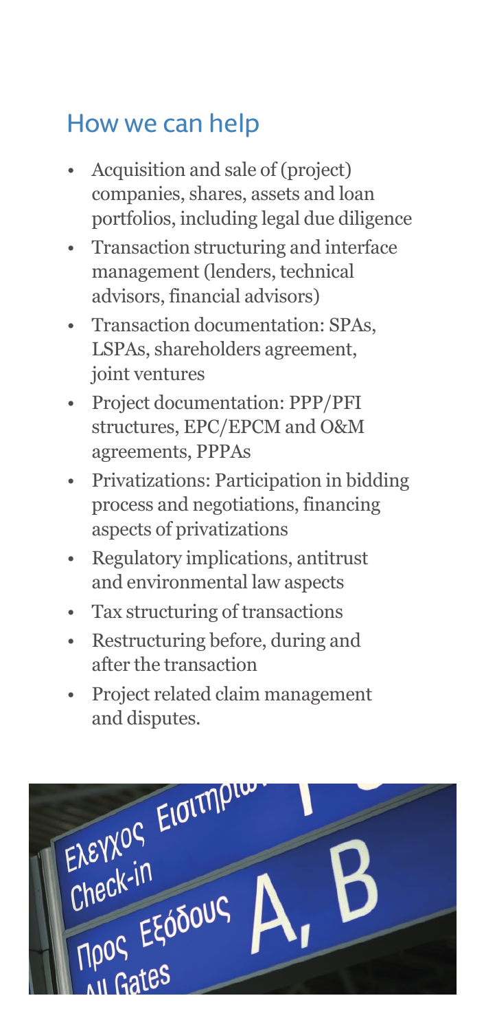## How we can help

- Acquisition and sale of (project) companies, shares, assets and loan portfolios, including legal due diligence
- Transaction structuring and interface management (lenders, technical advisors, financial advisors)
- Transaction documentation: SPAs, LSPAs, shareholders agreement, joint ventures
- Project documentation: PPP/PFI structures, EPC/EPCM and O&M agreements, PPPAs
- Privatizations: Participation in bidding process and negotiations, financing aspects of privatizations
- Regulatory implications, antitrust and environmental law aspects
- Tax structuring of transactions
- Restructuring before, during and after the transaction
- Project related claim management and disputes.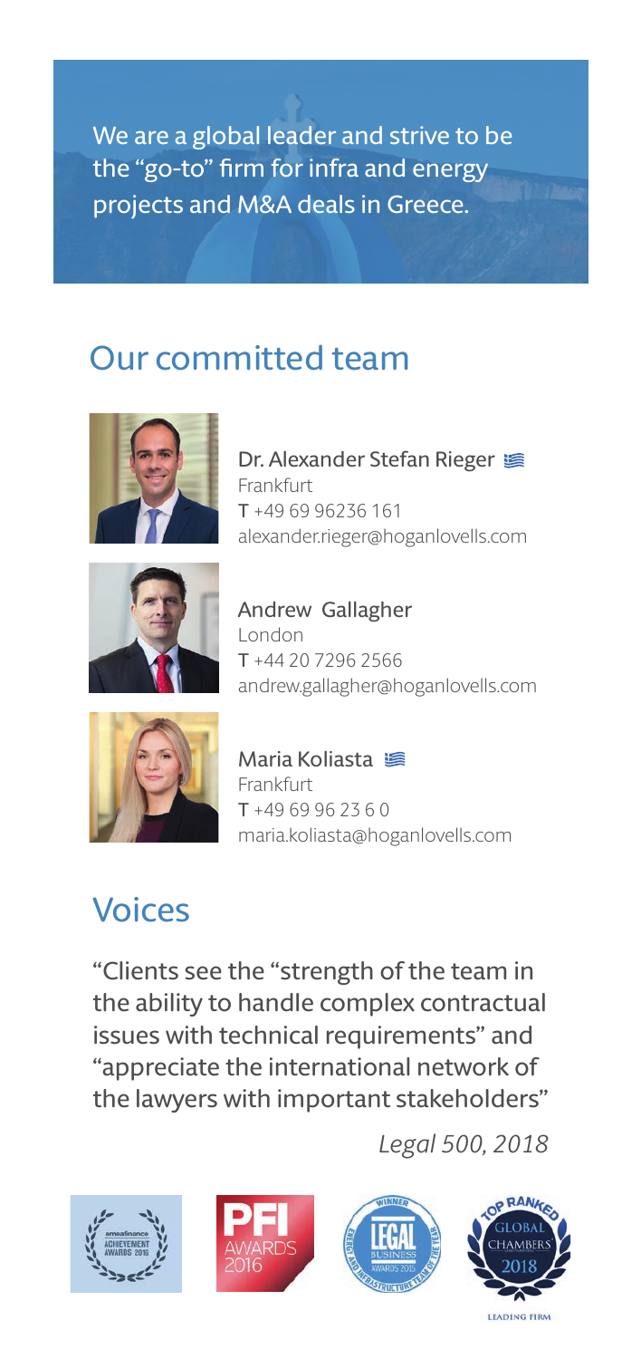We are a global leader and strive to be the "go-to" firm for infra and energy projects and M&A deals in Greece.

## Our committed team

Dr. Alexander Stefan Rieger
Frankfurt
T +49 69 96236 161
alexander.rieger@hoganlovells.com

Andrew Gallagher
London
T +44 20 7296 2566
andrew.gallagher@hoganlovells.com

Maria Koliasta
Frankfurt
T +49 69 96 23 6 0
maria.koliasta@hoganlovells.com

## Voices

"Clients see the "strength of the team in the ability to handle complex contractual issues with technical requirements" and "appreciate the international network of the lawyers with important stakeholders"

*Legal 500, 2018*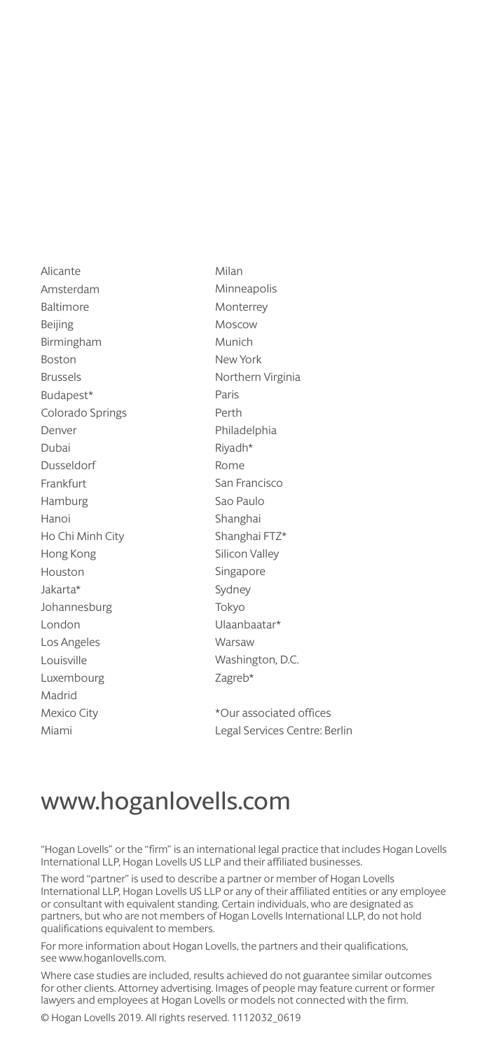Alicante
Amsterdam
Baltimore
Beijing
Birmingham
Boston
Brussels
Budapest*
Colorado Springs
Denver
Dubai
Dusseldorf
Frankfurt
Hamburg
Hanoi
Ho Chi Minh City
Hong Kong
Houston
Jakarta*
Johannesburg
London
Los Angeles
Louisville
Luxembourg
Madrid
Mexico City
Miami
Milan
Minneapolis
Monterrey
Moscow
Munich
New York
Northern Virginia
Paris
Perth
Philadelphia
Riyadh*
Rome
San Francisco
Sao Paulo
Shanghai
Shanghai FTZ*
Silicon Valley
Singapore
Sydney
Tokyo
Ulaanbaatar*
Warsaw
Washington, D.C.
Zagreb*

*Our associated offices
Legal Services Centre: Berlin

# www.hoganlovells.com

"Hogan Lovells" or the "firm" is an international legal practice that includes Hogan Lovells International LLP, Hogan Lovells US LLP and their affiliated businesses.

The word "partner" is used to describe a partner or member of Hogan Lovells International LLP, Hogan Lovells US LLP or any of their affiliated entities or any employee or consultant with equivalent standing. Certain individuals, who are designated as partners, but who are not members of Hogan Lovells International LLP, do not hold qualifications equivalent to members.

For more information about Hogan Lovells, the partners and their qualifications, see www.hoganlovells.com.

Where case studies are included, results achieved do not guarantee similar outcomes for other clients. Attorney advertising. Images of people may feature current or former lawyers and employees at Hogan Lovells or models not connected with the firm.

© Hogan Lovells 2019. All rights reserved. 1112032_0619